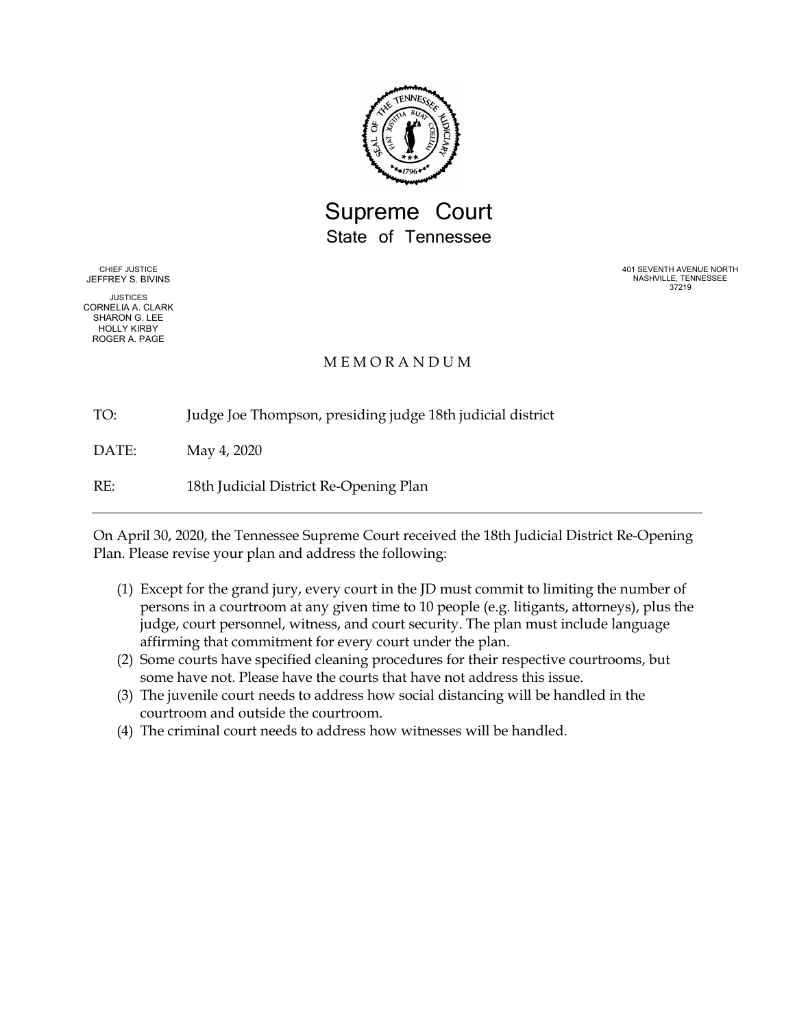# Supreme Court
## State of Tennessee

CHIEF JUSTICE
JEFFREY S. BIVINS

JUSTICES
CORNELIA A. CLARK
SHARON G. LEE
HOLLY KIRBY
ROGER A. PAGE

401 SEVENTH AVENUE NORTH
NASHVILLE, TENNESSEE
37219

M E M O R A N D U M

TO: Judge Joe Thompson, presiding judge 18th judicial district

DATE: May 4, 2020

RE: 18th Judicial District Re-Opening Plan

---

On April 30, 2020, the Tennessee Supreme Court received the 18th Judicial District Re-Opening Plan. Please revise your plan and address the following:

(1) Except for the grand jury, every court in the JD must commit to limiting the number of persons in a courtroom at any given time to 10 people (e.g. litigants, attorneys), plus the judge, court personnel, witness, and court security. The plan must include language affirming that commitment for every court under the plan.

(2) Some courts have specified cleaning procedures for their respective courtrooms, but some have not. Please have the courts that have not address this issue.

(3) The juvenile court needs to address how social distancing will be handled in the courtroom and outside the courtroom.

(4) The criminal court needs to address how witnesses will be handled.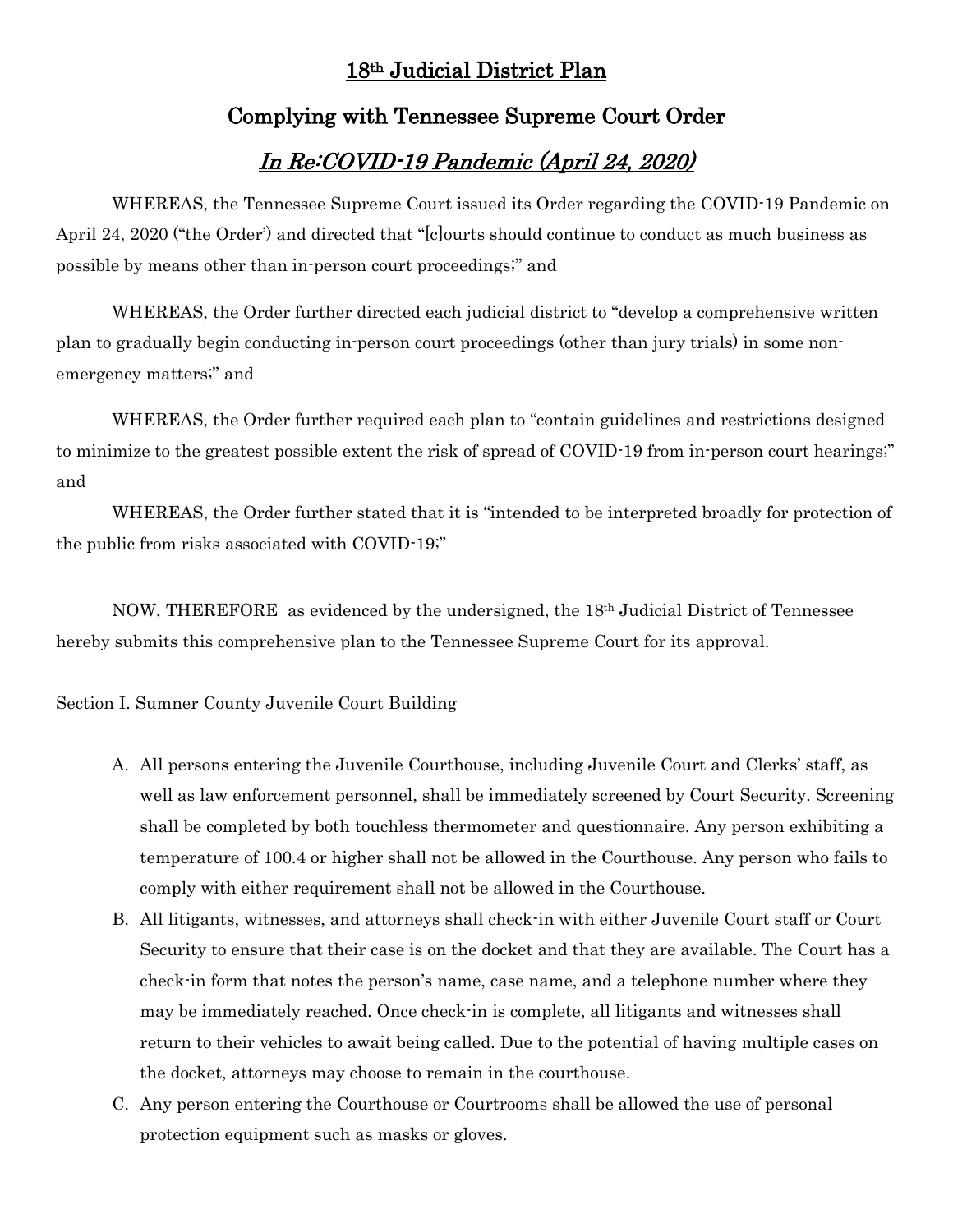# 18th Judicial District Plan

## Complying with Tennessee Supreme Court Order

## *In Re:COVID-19 Pandemic (April 24, 2020)*

WHEREAS, the Tennessee Supreme Court issued its Order regarding the COVID-19 Pandemic on April 24, 2020 ("the Order') and directed that "[c]ourts should continue to conduct as much business as possible by means other than in-person court proceedings;" and

WHEREAS, the Order further directed each judicial district to "develop a comprehensive written plan to gradually begin conducting in-person court proceedings (other than jury trials) in some non-emergency matters;" and

WHEREAS, the Order further required each plan to "contain guidelines and restrictions designed to minimize to the greatest possible extent the risk of spread of COVID-19 from in-person court hearings;" and

WHEREAS, the Order further stated that it is "intended to be interpreted broadly for protection of the public from risks associated with COVID-19;"

NOW, THEREFORE as evidenced by the undersigned, the 18th Judicial District of Tennessee hereby submits this comprehensive plan to the Tennessee Supreme Court for its approval.

Section I. Sumner County Juvenile Court Building

A. All persons entering the Juvenile Courthouse, including Juvenile Court and Clerks' staff, as well as law enforcement personnel, shall be immediately screened by Court Security. Screening shall be completed by both touchless thermometer and questionnaire. Any person exhibiting a temperature of 100.4 or higher shall not be allowed in the Courthouse. Any person who fails to comply with either requirement shall not be allowed in the Courthouse.

B. All litigants, witnesses, and attorneys shall check-in with either Juvenile Court staff or Court Security to ensure that their case is on the docket and that they are available. The Court has a check-in form that notes the person's name, case name, and a telephone number where they may be immediately reached. Once check-in is complete, all litigants and witnesses shall return to their vehicles to await being called. Due to the potential of having multiple cases on the docket, attorneys may choose to remain in the courthouse.

C. Any person entering the Courthouse or Courtrooms shall be allowed the use of personal protection equipment such as masks or gloves.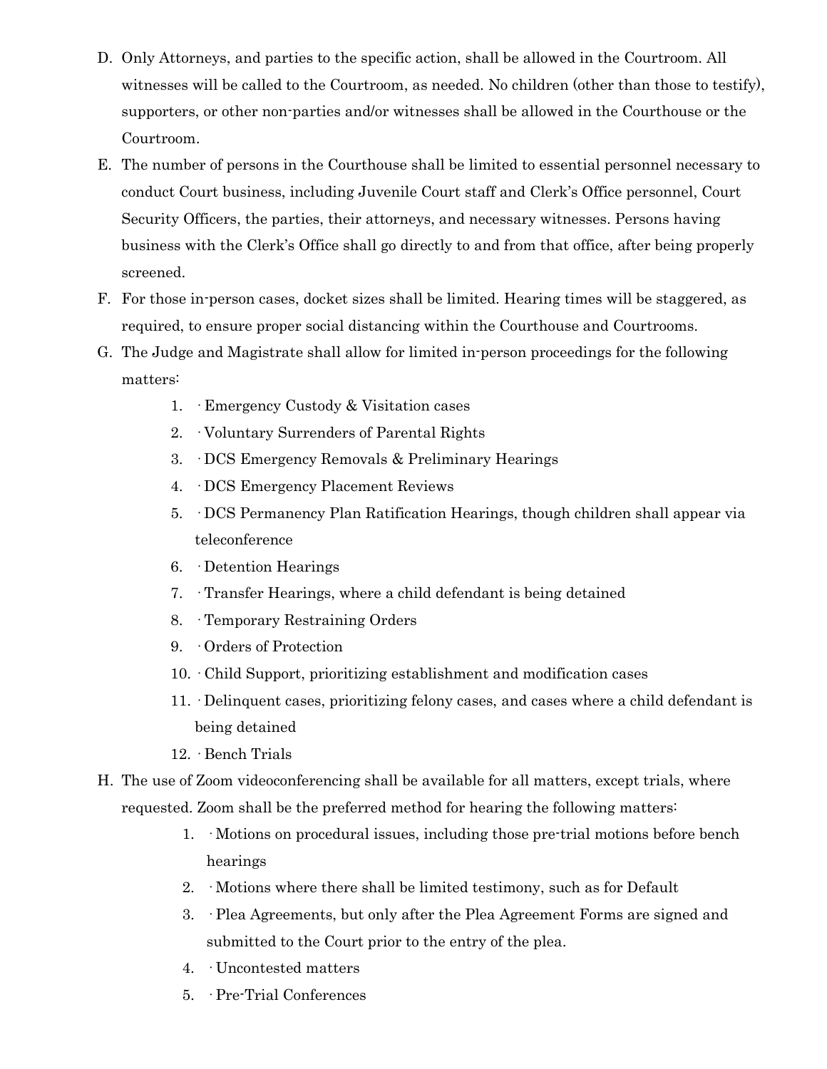D. Only Attorneys, and parties to the specific action, shall be allowed in the Courtroom. All witnesses will be called to the Courtroom, as needed. No children (other than those to testify), supporters, or other non-parties and/or witnesses shall be allowed in the Courthouse or the Courtroom.

E. The number of persons in the Courthouse shall be limited to essential personnel necessary to conduct Court business, including Juvenile Court staff and Clerk's Office personnel, Court Security Officers, the parties, their attorneys, and necessary witnesses. Persons having business with the Clerk's Office shall go directly to and from that office, after being properly screened.

F. For those in-person cases, docket sizes shall be limited. Hearing times will be staggered, as required, to ensure proper social distancing within the Courthouse and Courtrooms.

G. The Judge and Magistrate shall allow for limited in-person proceedings for the following matters:

   1. · Emergency Custody & Visitation cases
   2. · Voluntary Surrenders of Parental Rights
   3. · DCS Emergency Removals & Preliminary Hearings
   4. · DCS Emergency Placement Reviews
   5. · DCS Permanency Plan Ratification Hearings, though children shall appear via teleconference
   6. · Detention Hearings
   7. · Transfer Hearings, where a child defendant is being detained
   8. · Temporary Restraining Orders
   9. · Orders of Protection
   10. · Child Support, prioritizing establishment and modification cases
   11. · Delinquent cases, prioritizing felony cases, and cases where a child defendant is being detained
   12. · Bench Trials

H. The use of Zoom videoconferencing shall be available for all matters, except trials, where requested. Zoom shall be the preferred method for hearing the following matters:

   1. · Motions on procedural issues, including those pre-trial motions before bench hearings
   2. · Motions where there shall be limited testimony, such as for Default
   3. · Plea Agreements, but only after the Plea Agreement Forms are signed and submitted to the Court prior to the entry of the plea.
   4. · Uncontested matters
   5. · Pre-Trial Conferences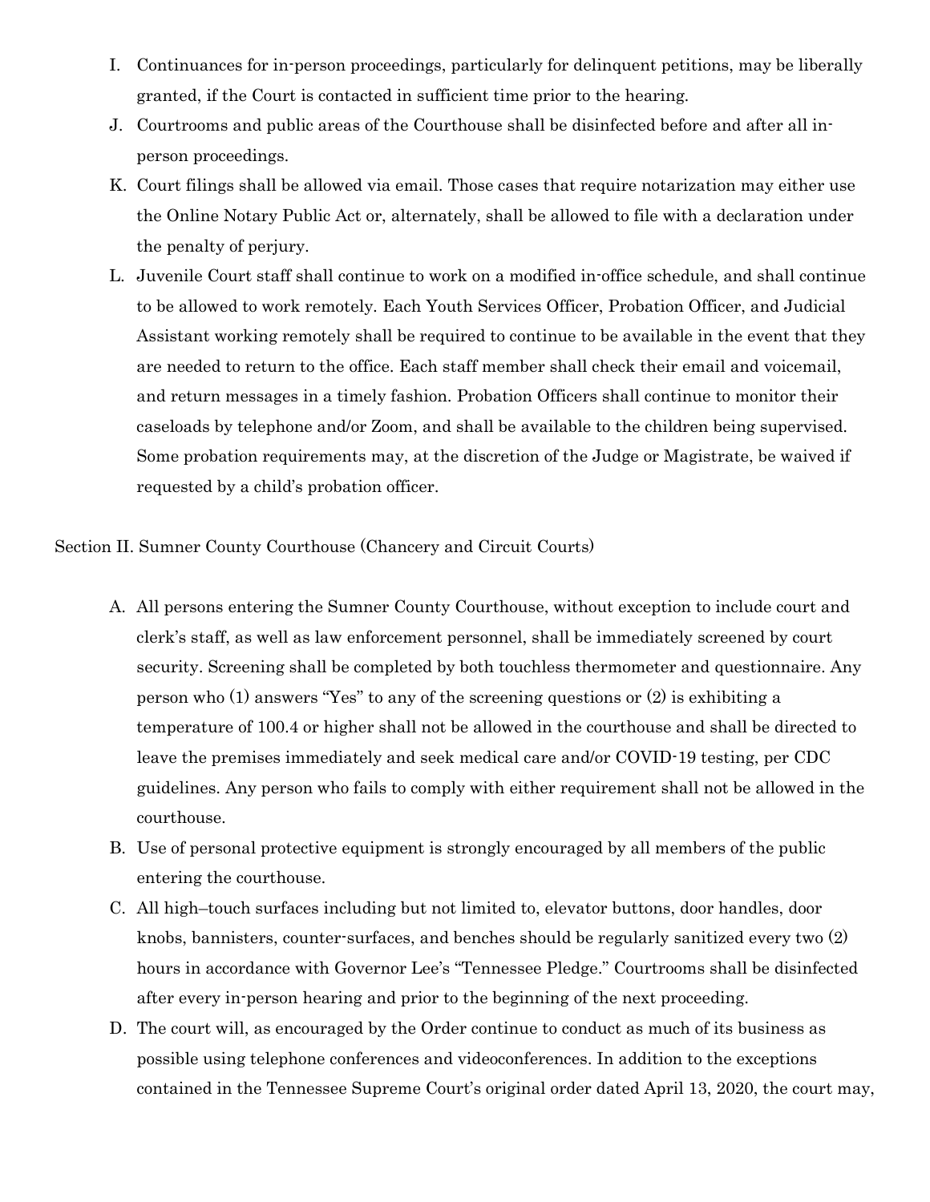I. Continuances for in-person proceedings, particularly for delinquent petitions, may be liberally granted, if the Court is contacted in sufficient time prior to the hearing.

J. Courtrooms and public areas of the Courthouse shall be disinfected before and after all in-person proceedings.

K. Court filings shall be allowed via email. Those cases that require notarization may either use the Online Notary Public Act or, alternately, shall be allowed to file with a declaration under the penalty of perjury.

L. Juvenile Court staff shall continue to work on a modified in-office schedule, and shall continue to be allowed to work remotely. Each Youth Services Officer, Probation Officer, and Judicial Assistant working remotely shall be required to continue to be available in the event that they are needed to return to the office. Each staff member shall check their email and voicemail, and return messages in a timely fashion. Probation Officers shall continue to monitor their caseloads by telephone and/or Zoom, and shall be available to the children being supervised. Some probation requirements may, at the discretion of the Judge or Magistrate, be waived if requested by a child's probation officer.

Section II. Sumner County Courthouse (Chancery and Circuit Courts)

A. All persons entering the Sumner County Courthouse, without exception to include court and clerk's staff, as well as law enforcement personnel, shall be immediately screened by court security. Screening shall be completed by both touchless thermometer and questionnaire. Any person who (1) answers "Yes" to any of the screening questions or (2) is exhibiting a temperature of 100.4 or higher shall not be allowed in the courthouse and shall be directed to leave the premises immediately and seek medical care and/or COVID-19 testing, per CDC guidelines. Any person who fails to comply with either requirement shall not be allowed in the courthouse.

B. Use of personal protective equipment is strongly encouraged by all members of the public entering the courthouse.

C. All high–touch surfaces including but not limited to, elevator buttons, door handles, door knobs, bannisters, counter-surfaces, and benches should be regularly sanitized every two (2) hours in accordance with Governor Lee's "Tennessee Pledge." Courtrooms shall be disinfected after every in-person hearing and prior to the beginning of the next proceeding.

D. The court will, as encouraged by the Order continue to conduct as much of its business as possible using telephone conferences and videoconferences. In addition to the exceptions contained in the Tennessee Supreme Court's original order dated April 13, 2020, the court may,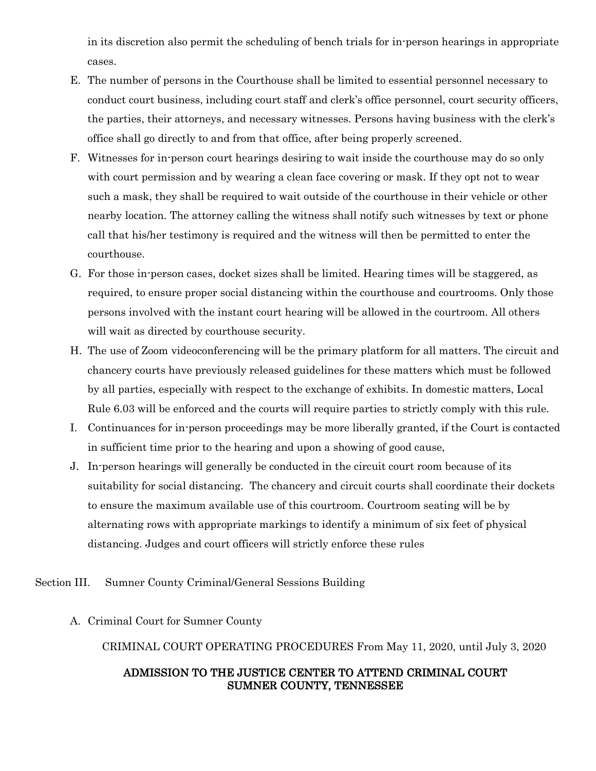in its discretion also permit the scheduling of bench trials for in-person hearings in appropriate cases.

E. The number of persons in the Courthouse shall be limited to essential personnel necessary to conduct court business, including court staff and clerk's office personnel, court security officers, the parties, their attorneys, and necessary witnesses. Persons having business with the clerk's office shall go directly to and from that office, after being properly screened.

F. Witnesses for in-person court hearings desiring to wait inside the courthouse may do so only with court permission and by wearing a clean face covering or mask. If they opt not to wear such a mask, they shall be required to wait outside of the courthouse in their vehicle or other nearby location. The attorney calling the witness shall notify such witnesses by text or phone call that his/her testimony is required and the witness will then be permitted to enter the courthouse.

G. For those in-person cases, docket sizes shall be limited. Hearing times will be staggered, as required, to ensure proper social distancing within the courthouse and courtrooms. Only those persons involved with the instant court hearing will be allowed in the courtroom. All others will wait as directed by courthouse security.

H. The use of Zoom videoconferencing will be the primary platform for all matters. The circuit and chancery courts have previously released guidelines for these matters which must be followed by all parties, especially with respect to the exchange of exhibits. In domestic matters, Local Rule 6.03 will be enforced and the courts will require parties to strictly comply with this rule.

I. Continuances for in-person proceedings may be more liberally granted, if the Court is contacted in sufficient time prior to the hearing and upon a showing of good cause,

J. In-person hearings will generally be conducted in the circuit court room because of its suitability for social distancing. The chancery and circuit courts shall coordinate their dockets to ensure the maximum available use of this courtroom. Courtroom seating will be by alternating rows with appropriate markings to identify a minimum of six feet of physical distancing. Judges and court officers will strictly enforce these rules

Section III. Sumner County Criminal/General Sessions Building

A. Criminal Court for Sumner County

CRIMINAL COURT OPERATING PROCEDURES From May 11, 2020, until July 3, 2020

**ADMISSION TO THE JUSTICE CENTER TO ATTEND CRIMINAL COURT SUMNER COUNTY, TENNESSEE**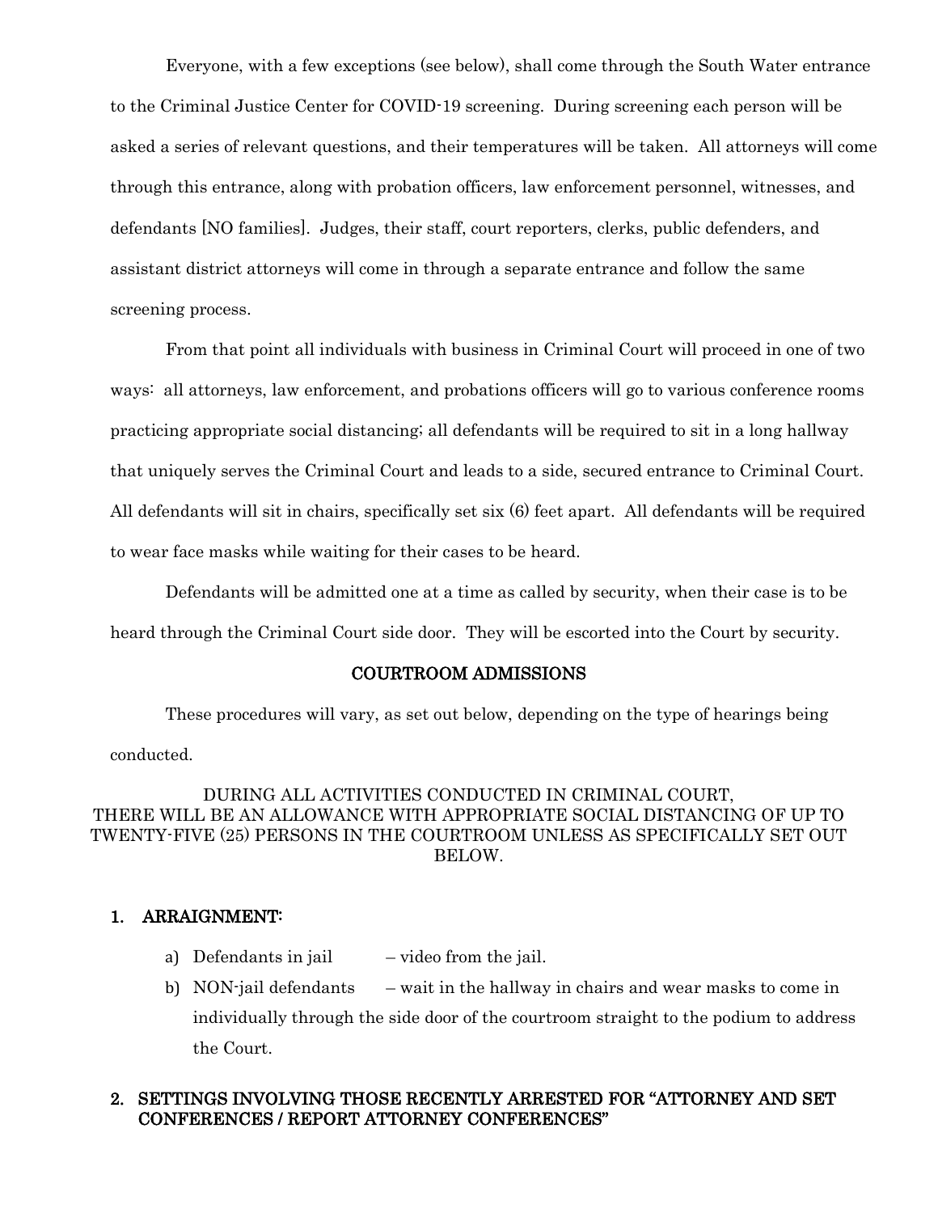Everyone, with a few exceptions (see below), shall come through the South Water entrance to the Criminal Justice Center for COVID-19 screening. During screening each person will be asked a series of relevant questions, and their temperatures will be taken. All attorneys will come through this entrance, along with probation officers, law enforcement personnel, witnesses, and defendants [NO families]. Judges, their staff, court reporters, clerks, public defenders, and assistant district attorneys will come in through a separate entrance and follow the same screening process.

From that point all individuals with business in Criminal Court will proceed in one of two ways: all attorneys, law enforcement, and probations officers will go to various conference rooms practicing appropriate social distancing; all defendants will be required to sit in a long hallway that uniquely serves the Criminal Court and leads to a side, secured entrance to Criminal Court. All defendants will sit in chairs, specifically set six (6) feet apart. All defendants will be required to wear face masks while waiting for their cases to be heard.

Defendants will be admitted one at a time as called by security, when their case is to be heard through the Criminal Court side door. They will be escorted into the Court by security.

## COURTROOM ADMISSIONS

These procedures will vary, as set out below, depending on the type of hearings being conducted.

DURING ALL ACTIVITIES CONDUCTED IN CRIMINAL COURT, THERE WILL BE AN ALLOWANCE WITH APPROPRIATE SOCIAL DISTANCING OF UP TO TWENTY-FIVE (25) PERSONS IN THE COURTROOM UNLESS AS SPECIFICALLY SET OUT BELOW.

### 1. ARRAIGNMENT:

a) Defendants in jail – video from the jail.

b) NON-jail defendants – wait in the hallway in chairs and wear masks to come in individually through the side door of the courtroom straight to the podium to address the Court.

### 2. SETTINGS INVOLVING THOSE RECENTLY ARRESTED FOR "ATTORNEY AND SET CONFERENCES / REPORT ATTORNEY CONFERENCES"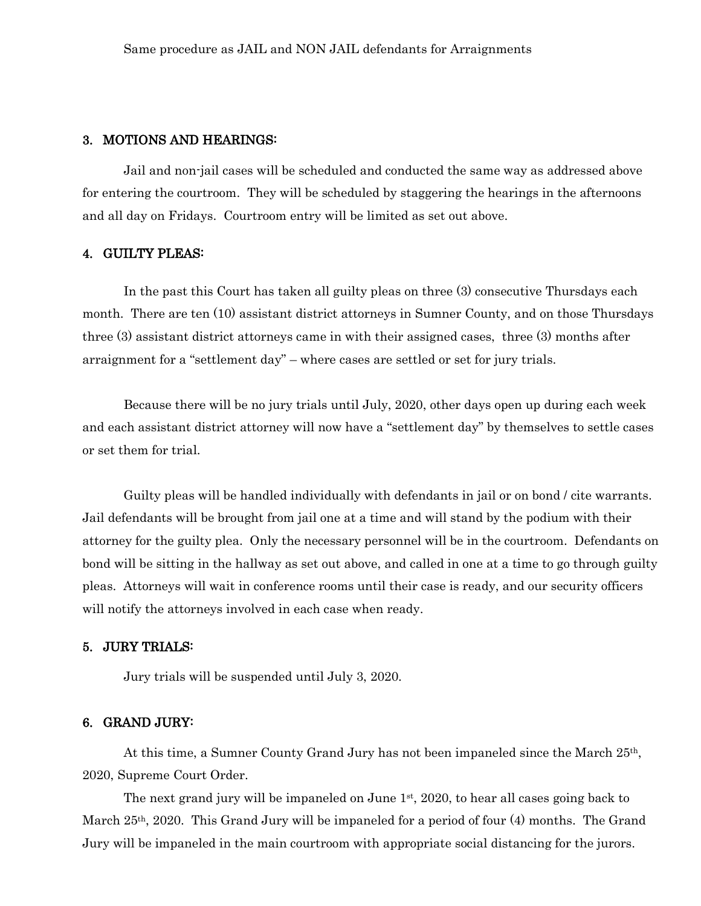Same procedure as JAIL and NON JAIL defendants for Arraignments

### 3. MOTIONS AND HEARINGS:

Jail and non-jail cases will be scheduled and conducted the same way as addressed above for entering the courtroom. They will be scheduled by staggering the hearings in the afternoons and all day on Fridays. Courtroom entry will be limited as set out above.

### 4. GUILTY PLEAS:

In the past this Court has taken all guilty pleas on three (3) consecutive Thursdays each month. There are ten (10) assistant district attorneys in Sumner County, and on those Thursdays three (3) assistant district attorneys came in with their assigned cases, three (3) months after arraignment for a "settlement day" – where cases are settled or set for jury trials.

Because there will be no jury trials until July, 2020, other days open up during each week and each assistant district attorney will now have a "settlement day" by themselves to settle cases or set them for trial.

Guilty pleas will be handled individually with defendants in jail or on bond / cite warrants. Jail defendants will be brought from jail one at a time and will stand by the podium with their attorney for the guilty plea. Only the necessary personnel will be in the courtroom. Defendants on bond will be sitting in the hallway as set out above, and called in one at a time to go through guilty pleas. Attorneys will wait in conference rooms until their case is ready, and our security officers will notify the attorneys involved in each case when ready.

### 5. JURY TRIALS:

Jury trials will be suspended until July 3, 2020.

### 6. GRAND JURY:

At this time, a Sumner County Grand Jury has not been impaneled since the March 25th, 2020, Supreme Court Order.

The next grand jury will be impaneled on June 1st, 2020, to hear all cases going back to March 25th, 2020. This Grand Jury will be impaneled for a period of four (4) months. The Grand Jury will be impaneled in the main courtroom with appropriate social distancing for the jurors.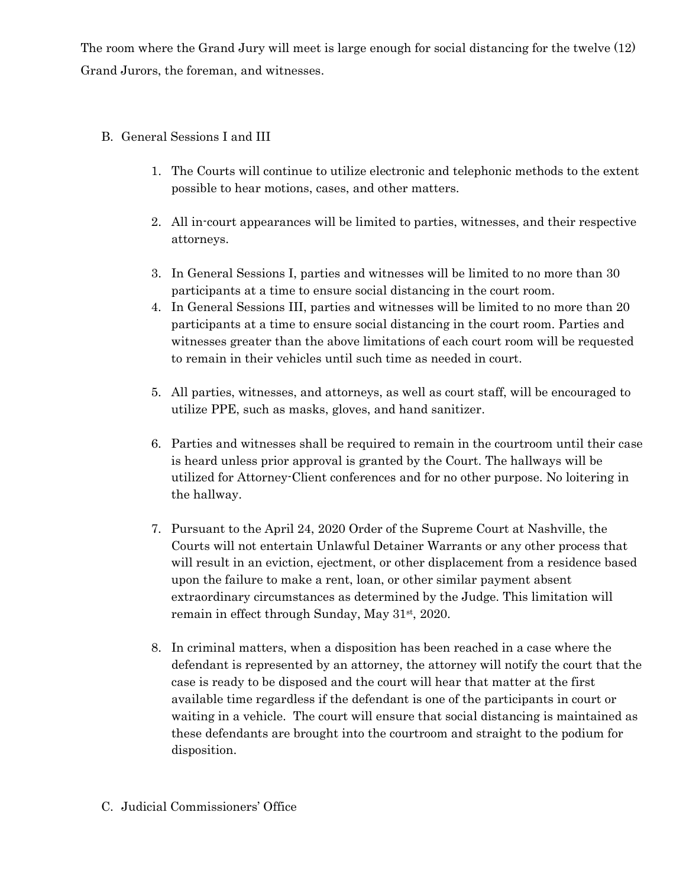The room where the Grand Jury will meet is large enough for social distancing for the twelve (12) Grand Jurors, the foreman, and witnesses.

B. General Sessions I and III

1. The Courts will continue to utilize electronic and telephonic methods to the extent possible to hear motions, cases, and other matters.

2. All in-court appearances will be limited to parties, witnesses, and their respective attorneys.

3. In General Sessions I, parties and witnesses will be limited to no more than 30 participants at a time to ensure social distancing in the court room.
4. In General Sessions III, parties and witnesses will be limited to no more than 20 participants at a time to ensure social distancing in the court room. Parties and witnesses greater than the above limitations of each court room will be requested to remain in their vehicles until such time as needed in court.

5. All parties, witnesses, and attorneys, as well as court staff, will be encouraged to utilize PPE, such as masks, gloves, and hand sanitizer.

6. Parties and witnesses shall be required to remain in the courtroom until their case is heard unless prior approval is granted by the Court. The hallways will be utilized for Attorney-Client conferences and for no other purpose. No loitering in the hallway.

7. Pursuant to the April 24, 2020 Order of the Supreme Court at Nashville, the Courts will not entertain Unlawful Detainer Warrants or any other process that will result in an eviction, ejectment, or other displacement from a residence based upon the failure to make a rent, loan, or other similar payment absent extraordinary circumstances as determined by the Judge. This limitation will remain in effect through Sunday, May 31st, 2020.

8. In criminal matters, when a disposition has been reached in a case where the defendant is represented by an attorney, the attorney will notify the court that the case is ready to be disposed and the court will hear that matter at the first available time regardless if the defendant is one of the participants in court or waiting in a vehicle. The court will ensure that social distancing is maintained as these defendants are brought into the courtroom and straight to the podium for disposition.

C. Judicial Commissioners' Office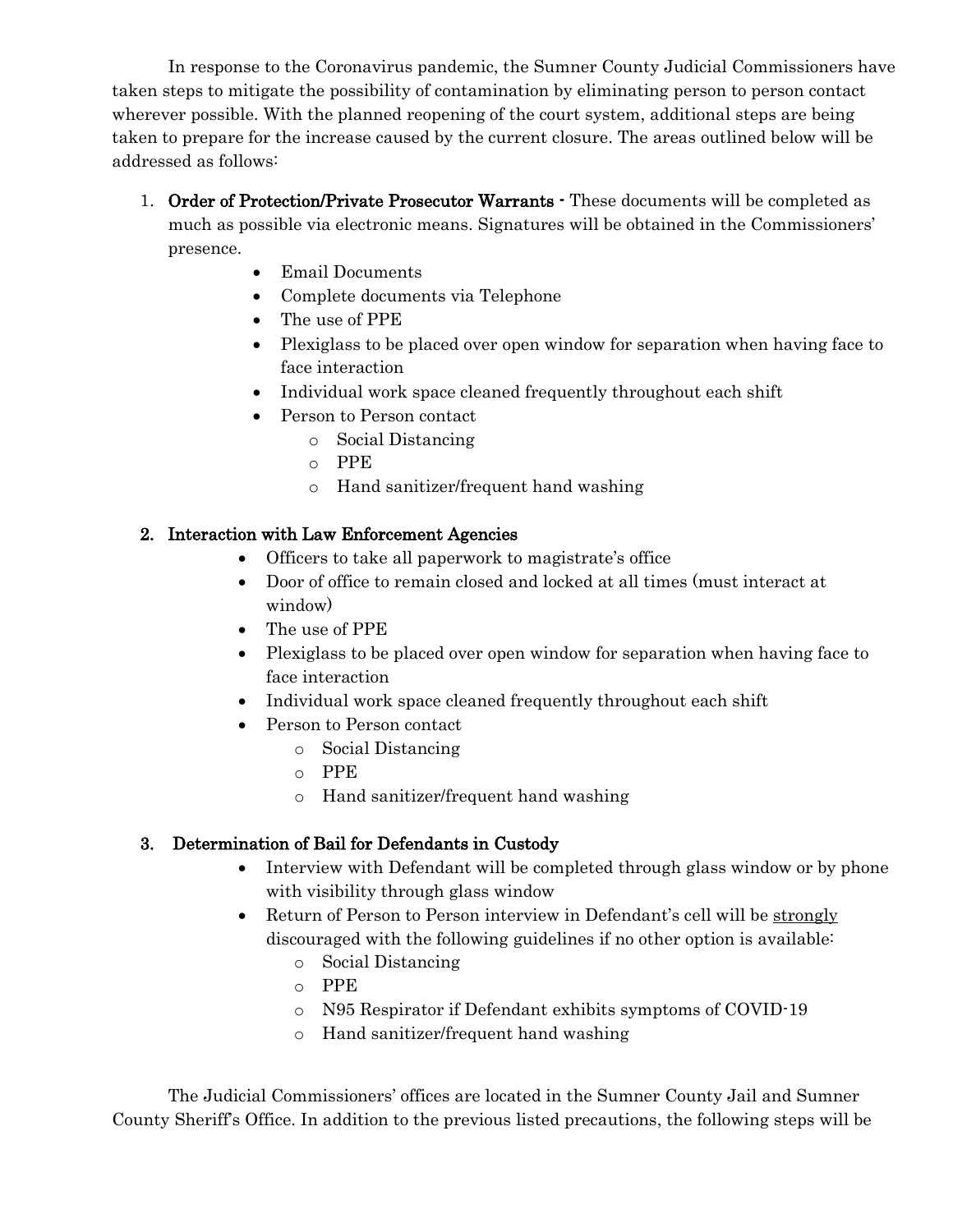In response to the Coronavirus pandemic, the Sumner County Judicial Commissioners have taken steps to mitigate the possibility of contamination by eliminating person to person contact wherever possible. With the planned reopening of the court system, additional steps are being taken to prepare for the increase caused by the current closure. The areas outlined below will be addressed as follows:

1. **Order of Protection/Private Prosecutor Warrants** - These documents will be completed as much as possible via electronic means. Signatures will be obtained in the Commissioners' presence.
    - Email Documents
    - Complete documents via Telephone
    - The use of PPE
    - Plexiglass to be placed over open window for separation when having face to face interaction
    - Individual work space cleaned frequently throughout each shift
    - Person to Person contact
        - Social Distancing
        - PPE
        - Hand sanitizer/frequent hand washing

2. **Interaction with Law Enforcement Agencies**
    - Officers to take all paperwork to magistrate's office
    - Door of office to remain closed and locked at all times (must interact at window)
    - The use of PPE
    - Plexiglass to be placed over open window for separation when having face to face interaction
    - Individual work space cleaned frequently throughout each shift
    - Person to Person contact
        - Social Distancing
        - PPE
        - Hand sanitizer/frequent hand washing

3. **Determination of Bail for Defendants in Custody**
    - Interview with Defendant will be completed through glass window or by phone with visibility through glass window
    - Return of Person to Person interview in Defendant's cell will be <u>strongly</u> discouraged with the following guidelines if no other option is available:
        - Social Distancing
        - PPE
        - N95 Respirator if Defendant exhibits symptoms of COVID-19
        - Hand sanitizer/frequent hand washing

The Judicial Commissioners' offices are located in the Sumner County Jail and Sumner County Sheriff's Office. In addition to the previous listed precautions, the following steps will be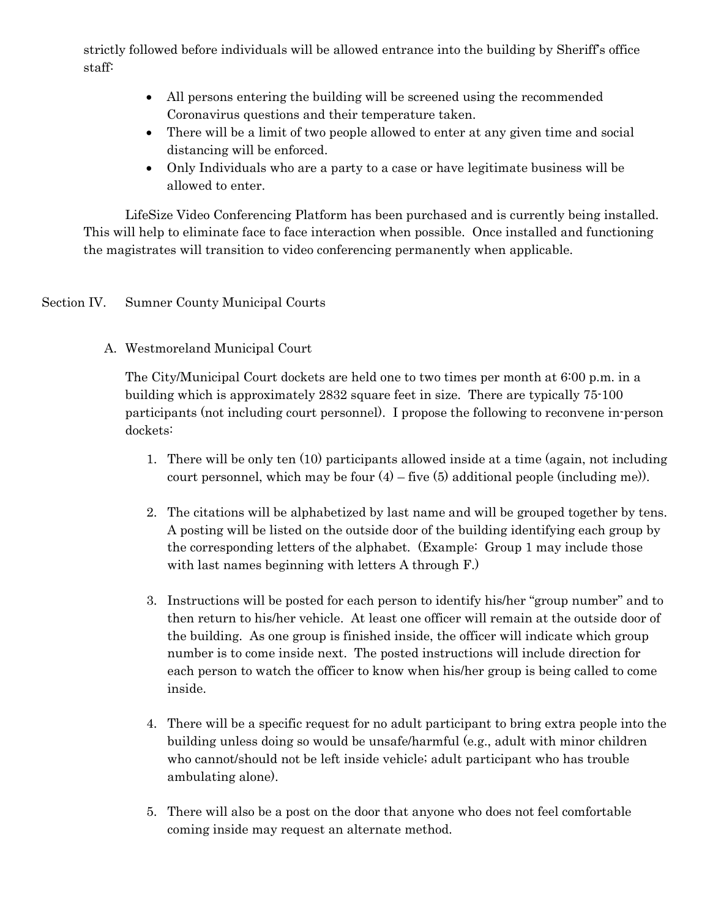strictly followed before individuals will be allowed entrance into the building by Sheriff's office staff:

- All persons entering the building will be screened using the recommended Coronavirus questions and their temperature taken.
- There will be a limit of two people allowed to enter at any given time and social distancing will be enforced.
- Only Individuals who are a party to a case or have legitimate business will be allowed to enter.

LifeSize Video Conferencing Platform has been purchased and is currently being installed. This will help to eliminate face to face interaction when possible. Once installed and functioning the magistrates will transition to video conferencing permanently when applicable.

## Section IV. Sumner County Municipal Courts

### A. Westmoreland Municipal Court

The City/Municipal Court dockets are held one to two times per month at 6:00 p.m. in a building which is approximately 2832 square feet in size. There are typically 75-100 participants (not including court personnel). I propose the following to reconvene in-person dockets:

1. There will be only ten (10) participants allowed inside at a time (again, not including court personnel, which may be four (4) – five (5) additional people (including me)).

2. The citations will be alphabetized by last name and will be grouped together by tens. A posting will be listed on the outside door of the building identifying each group by the corresponding letters of the alphabet. (Example: Group 1 may include those with last names beginning with letters A through F.)

3. Instructions will be posted for each person to identify his/her "group number" and to then return to his/her vehicle. At least one officer will remain at the outside door of the building. As one group is finished inside, the officer will indicate which group number is to come inside next. The posted instructions will include direction for each person to watch the officer to know when his/her group is being called to come inside.

4. There will be a specific request for no adult participant to bring extra people into the building unless doing so would be unsafe/harmful (e.g., adult with minor children who cannot/should not be left inside vehicle; adult participant who has trouble ambulating alone).

5. There will also be a post on the door that anyone who does not feel comfortable coming inside may request an alternate method.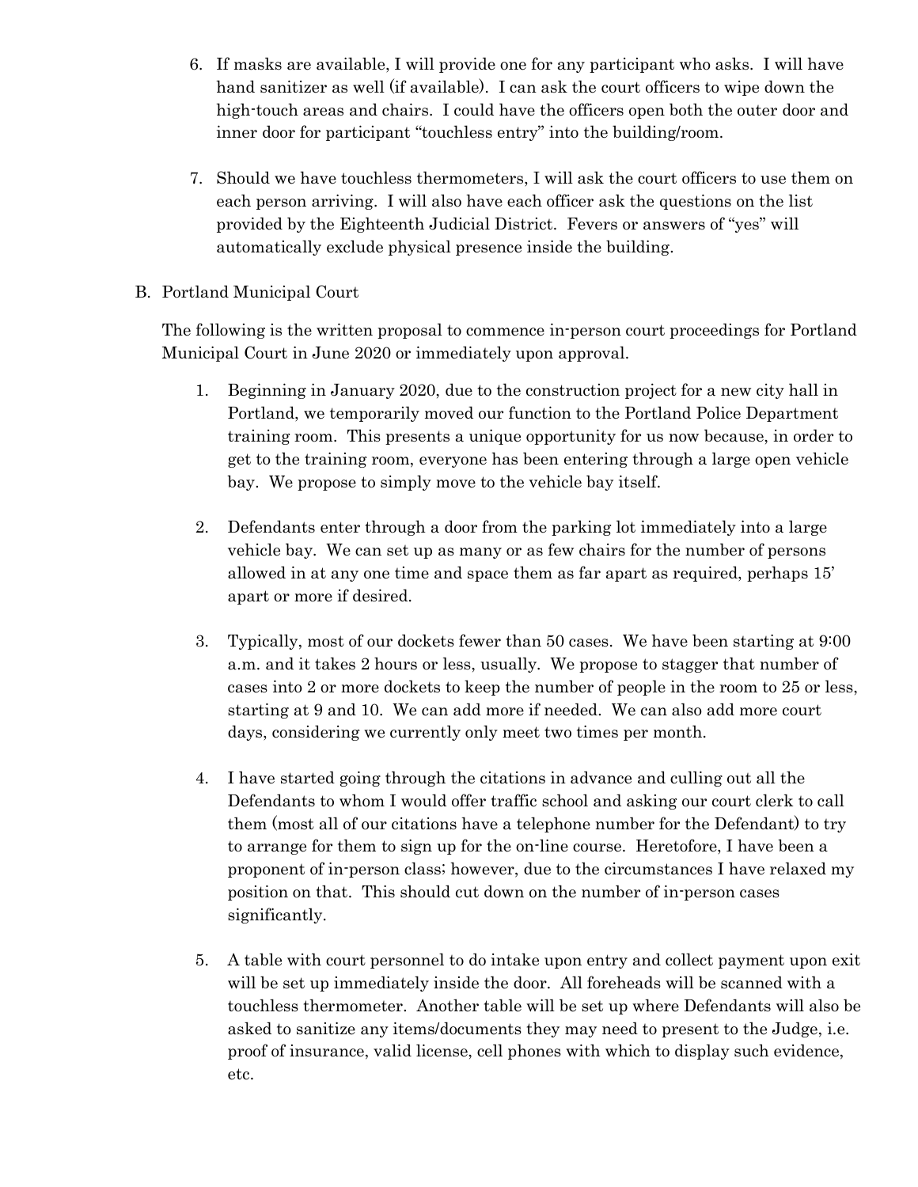6. If masks are available, I will provide one for any participant who asks. I will have hand sanitizer as well (if available). I can ask the court officers to wipe down the high-touch areas and chairs. I could have the officers open both the outer door and inner door for participant "touchless entry" into the building/room.

7. Should we have touchless thermometers, I will ask the court officers to use them on each person arriving. I will also have each officer ask the questions on the list provided by the Eighteenth Judicial District. Fevers or answers of "yes" will automatically exclude physical presence inside the building.

B. Portland Municipal Court

The following is the written proposal to commence in-person court proceedings for Portland Municipal Court in June 2020 or immediately upon approval.

1. Beginning in January 2020, due to the construction project for a new city hall in Portland, we temporarily moved our function to the Portland Police Department training room. This presents a unique opportunity for us now because, in order to get to the training room, everyone has been entering through a large open vehicle bay. We propose to simply move to the vehicle bay itself.

2. Defendants enter through a door from the parking lot immediately into a large vehicle bay. We can set up as many or as few chairs for the number of persons allowed in at any one time and space them as far apart as required, perhaps 15' apart or more if desired.

3. Typically, most of our dockets fewer than 50 cases. We have been starting at 9:00 a.m. and it takes 2 hours or less, usually. We propose to stagger that number of cases into 2 or more dockets to keep the number of people in the room to 25 or less, starting at 9 and 10. We can add more if needed. We can also add more court days, considering we currently only meet two times per month.

4. I have started going through the citations in advance and culling out all the Defendants to whom I would offer traffic school and asking our court clerk to call them (most all of our citations have a telephone number for the Defendant) to try to arrange for them to sign up for the on-line course. Heretofore, I have been a proponent of in-person class; however, due to the circumstances I have relaxed my position on that. This should cut down on the number of in-person cases significantly.

5. A table with court personnel to do intake upon entry and collect payment upon exit will be set up immediately inside the door. All foreheads will be scanned with a touchless thermometer. Another table will be set up where Defendants will also be asked to sanitize any items/documents they may need to present to the Judge, i.e. proof of insurance, valid license, cell phones with which to display such evidence, etc.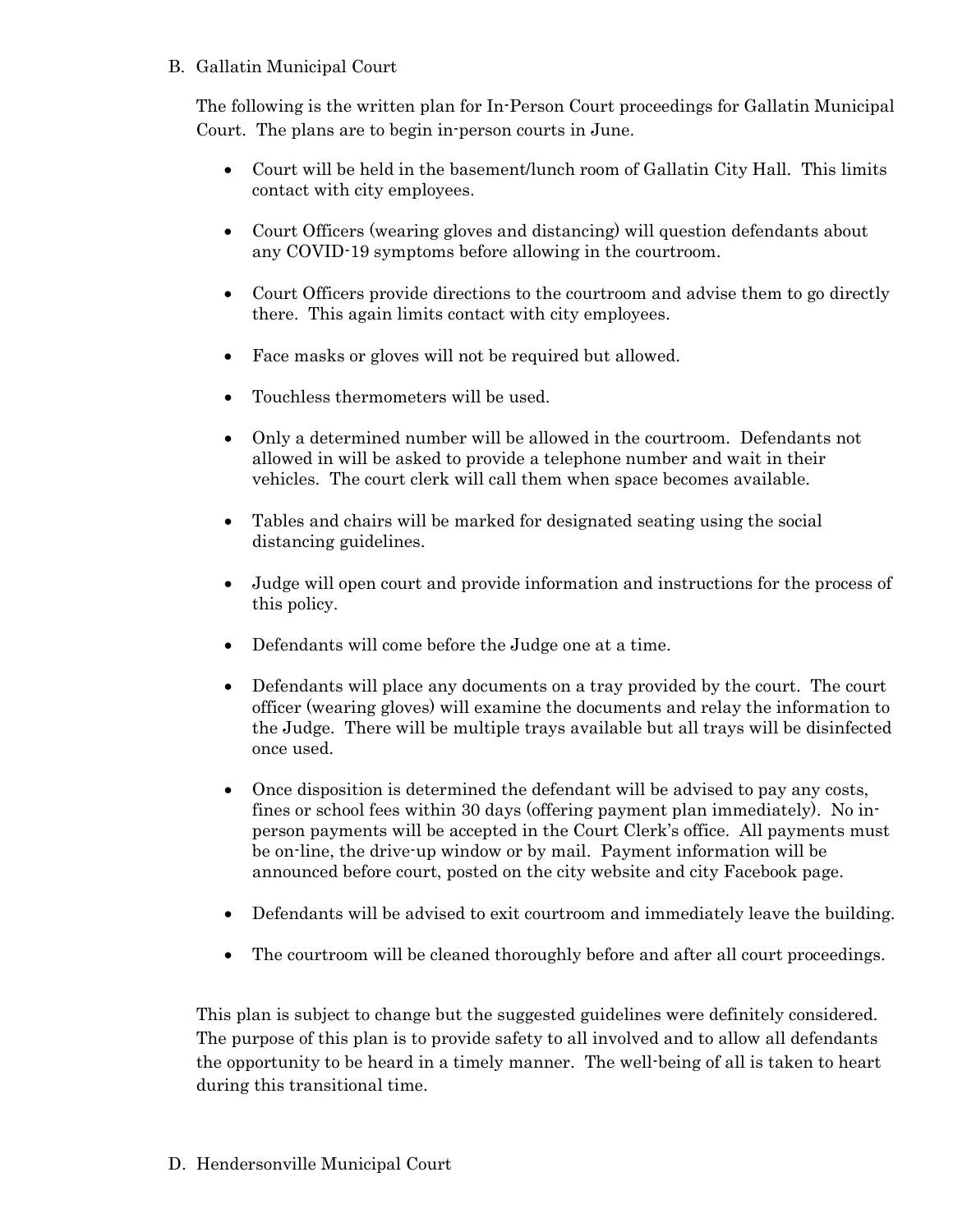B. Gallatin Municipal Court

The following is the written plan for In-Person Court proceedings for Gallatin Municipal Court. The plans are to begin in-person courts in June.

- Court will be held in the basement/lunch room of Gallatin City Hall. This limits contact with city employees.
- Court Officers (wearing gloves and distancing) will question defendants about any COVID-19 symptoms before allowing in the courtroom.
- Court Officers provide directions to the courtroom and advise them to go directly there. This again limits contact with city employees.
- Face masks or gloves will not be required but allowed.
- Touchless thermometers will be used.
- Only a determined number will be allowed in the courtroom. Defendants not allowed in will be asked to provide a telephone number and wait in their vehicles. The court clerk will call them when space becomes available.
- Tables and chairs will be marked for designated seating using the social distancing guidelines.
- Judge will open court and provide information and instructions for the process of this policy.
- Defendants will come before the Judge one at a time.
- Defendants will place any documents on a tray provided by the court. The court officer (wearing gloves) will examine the documents and relay the information to the Judge. There will be multiple trays available but all trays will be disinfected once used.
- Once disposition is determined the defendant will be advised to pay any costs, fines or school fees within 30 days (offering payment plan immediately). No in-person payments will be accepted in the Court Clerk's office. All payments must be on-line, the drive-up window or by mail. Payment information will be announced before court, posted on the city website and city Facebook page.
- Defendants will be advised to exit courtroom and immediately leave the building.
- The courtroom will be cleaned thoroughly before and after all court proceedings.

This plan is subject to change but the suggested guidelines were definitely considered. The purpose of this plan is to provide safety to all involved and to allow all defendants the opportunity to be heard in a timely manner. The well-being of all is taken to heart during this transitional time.

D. Hendersonville Municipal Court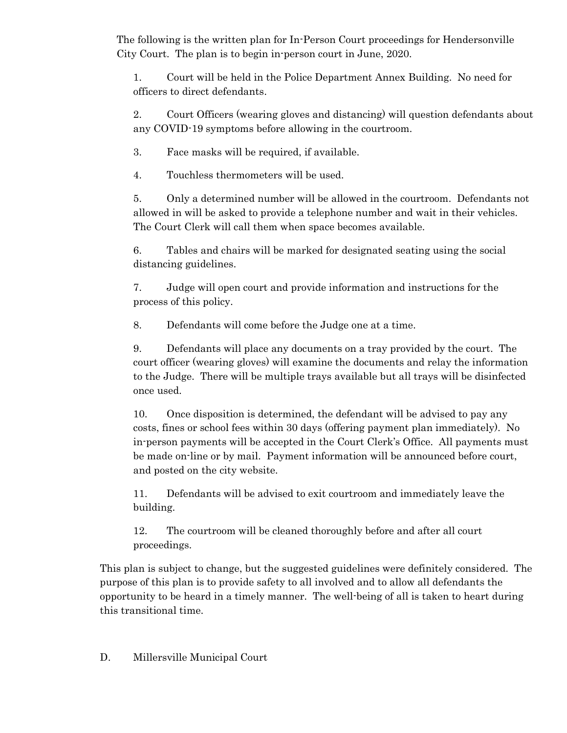The following is the written plan for In-Person Court proceedings for Hendersonville City Court. The plan is to begin in-person court in June, 2020.

1. Court will be held in the Police Department Annex Building. No need for officers to direct defendants.

2. Court Officers (wearing gloves and distancing) will question defendants about any COVID-19 symptoms before allowing in the courtroom.

3. Face masks will be required, if available.

4. Touchless thermometers will be used.

5. Only a determined number will be allowed in the courtroom. Defendants not allowed in will be asked to provide a telephone number and wait in their vehicles. The Court Clerk will call them when space becomes available.

6. Tables and chairs will be marked for designated seating using the social distancing guidelines.

7. Judge will open court and provide information and instructions for the process of this policy.

8. Defendants will come before the Judge one at a time.

9. Defendants will place any documents on a tray provided by the court. The court officer (wearing gloves) will examine the documents and relay the information to the Judge. There will be multiple trays available but all trays will be disinfected once used.

10. Once disposition is determined, the defendant will be advised to pay any costs, fines or school fees within 30 days (offering payment plan immediately). No in-person payments will be accepted in the Court Clerk's Office. All payments must be made on-line or by mail. Payment information will be announced before court, and posted on the city website.

11. Defendants will be advised to exit courtroom and immediately leave the building.

12. The courtroom will be cleaned thoroughly before and after all court proceedings.

This plan is subject to change, but the suggested guidelines were definitely considered. The purpose of this plan is to provide safety to all involved and to allow all defendants the opportunity to be heard in a timely manner. The well-being of all is taken to heart during this transitional time.

D. Millersville Municipal Court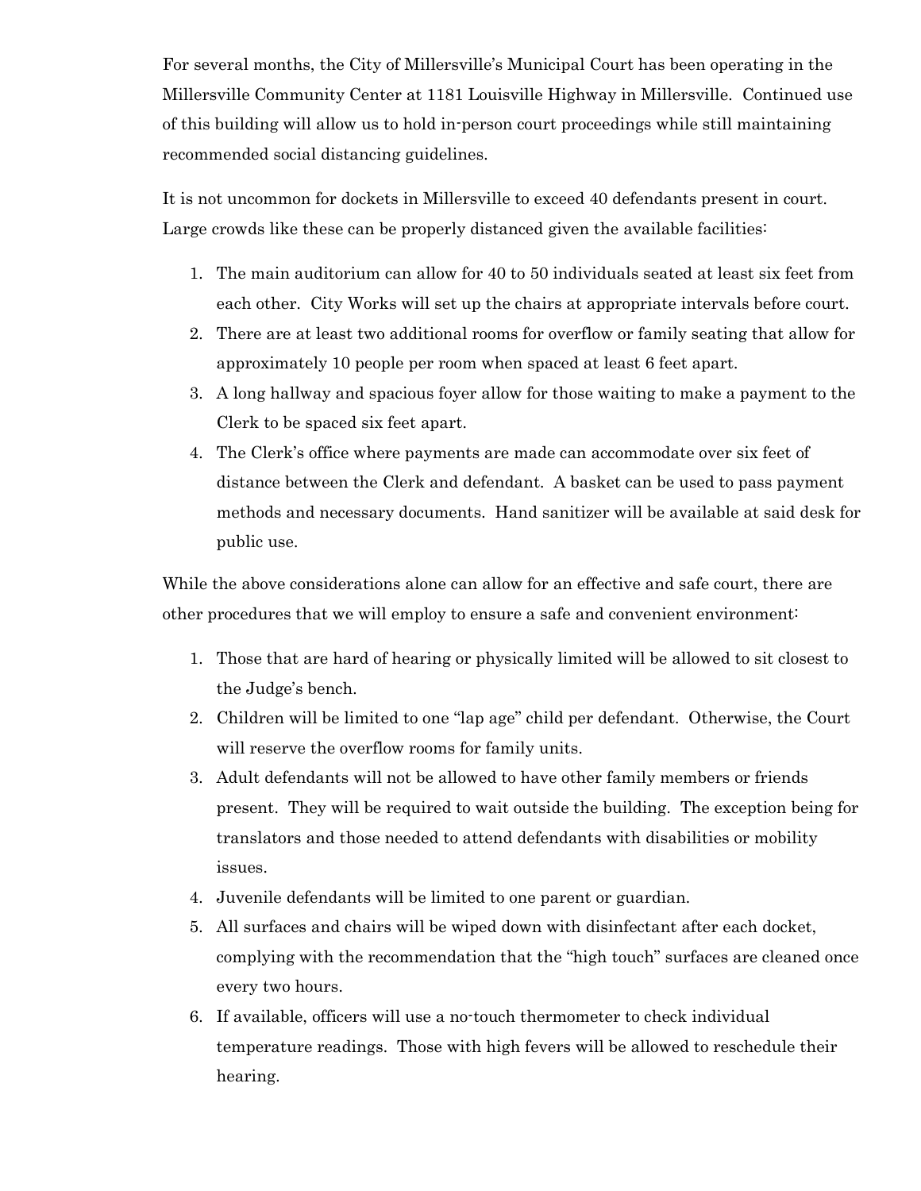For several months, the City of Millersville's Municipal Court has been operating in the Millersville Community Center at 1181 Louisville Highway in Millersville. Continued use of this building will allow us to hold in-person court proceedings while still maintaining recommended social distancing guidelines.

It is not uncommon for dockets in Millersville to exceed 40 defendants present in court. Large crowds like these can be properly distanced given the available facilities:

1. The main auditorium can allow for 40 to 50 individuals seated at least six feet from each other. City Works will set up the chairs at appropriate intervals before court.
2. There are at least two additional rooms for overflow or family seating that allow for approximately 10 people per room when spaced at least 6 feet apart.
3. A long hallway and spacious foyer allow for those waiting to make a payment to the Clerk to be spaced six feet apart.
4. The Clerk's office where payments are made can accommodate over six feet of distance between the Clerk and defendant. A basket can be used to pass payment methods and necessary documents. Hand sanitizer will be available at said desk for public use.

While the above considerations alone can allow for an effective and safe court, there are other procedures that we will employ to ensure a safe and convenient environment:

1. Those that are hard of hearing or physically limited will be allowed to sit closest to the Judge's bench.
2. Children will be limited to one "lap age" child per defendant. Otherwise, the Court will reserve the overflow rooms for family units.
3. Adult defendants will not be allowed to have other family members or friends present. They will be required to wait outside the building. The exception being for translators and those needed to attend defendants with disabilities or mobility issues.
4. Juvenile defendants will be limited to one parent or guardian.
5. All surfaces and chairs will be wiped down with disinfectant after each docket, complying with the recommendation that the "high touch" surfaces are cleaned once every two hours.
6. If available, officers will use a no-touch thermometer to check individual temperature readings. Those with high fevers will be allowed to reschedule their hearing.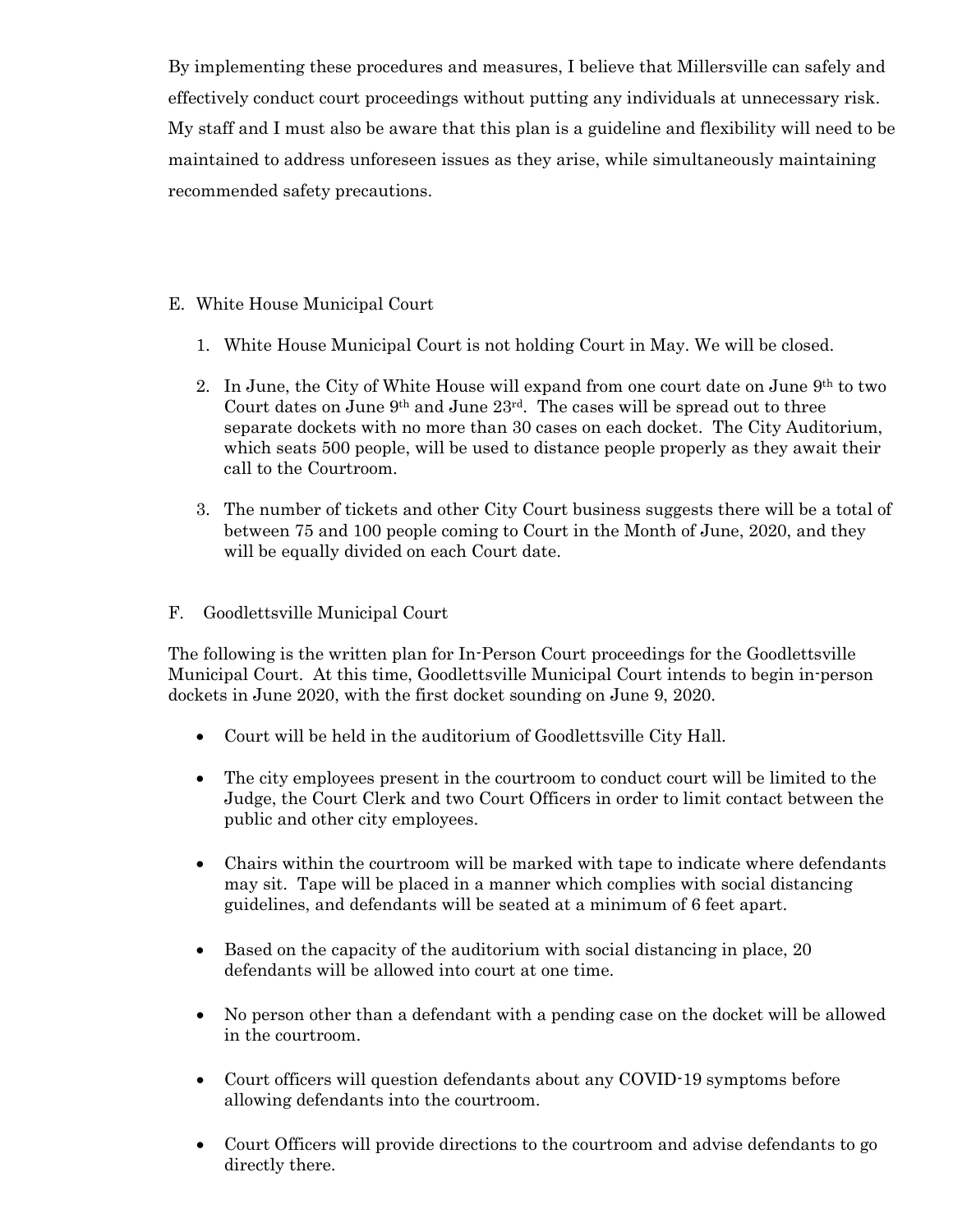By implementing these procedures and measures, I believe that Millersville can safely and effectively conduct court proceedings without putting any individuals at unnecessary risk. My staff and I must also be aware that this plan is a guideline and flexibility will need to be maintained to address unforeseen issues as they arise, while simultaneously maintaining recommended safety precautions.

E. White House Municipal Court

1. White House Municipal Court is not holding Court in May. We will be closed.

2. In June, the City of White House will expand from one court date on June 9th to two Court dates on June 9th and June 23rd. The cases will be spread out to three separate dockets with no more than 30 cases on each docket. The City Auditorium, which seats 500 people, will be used to distance people properly as they await their call to the Courtroom.

3. The number of tickets and other City Court business suggests there will be a total of between 75 and 100 people coming to Court in the Month of June, 2020, and they will be equally divided on each Court date.

F. Goodlettsville Municipal Court

The following is the written plan for In-Person Court proceedings for the Goodlettsville Municipal Court. At this time, Goodlettsville Municipal Court intends to begin in-person dockets in June 2020, with the first docket sounding on June 9, 2020.

- Court will be held in the auditorium of Goodlettsville City Hall.

- The city employees present in the courtroom to conduct court will be limited to the Judge, the Court Clerk and two Court Officers in order to limit contact between the public and other city employees.

- Chairs within the courtroom will be marked with tape to indicate where defendants may sit. Tape will be placed in a manner which complies with social distancing guidelines, and defendants will be seated at a minimum of 6 feet apart.

- Based on the capacity of the auditorium with social distancing in place, 20 defendants will be allowed into court at one time.

- No person other than a defendant with a pending case on the docket will be allowed in the courtroom.

- Court officers will question defendants about any COVID-19 symptoms before allowing defendants into the courtroom.

- Court Officers will provide directions to the courtroom and advise defendants to go directly there.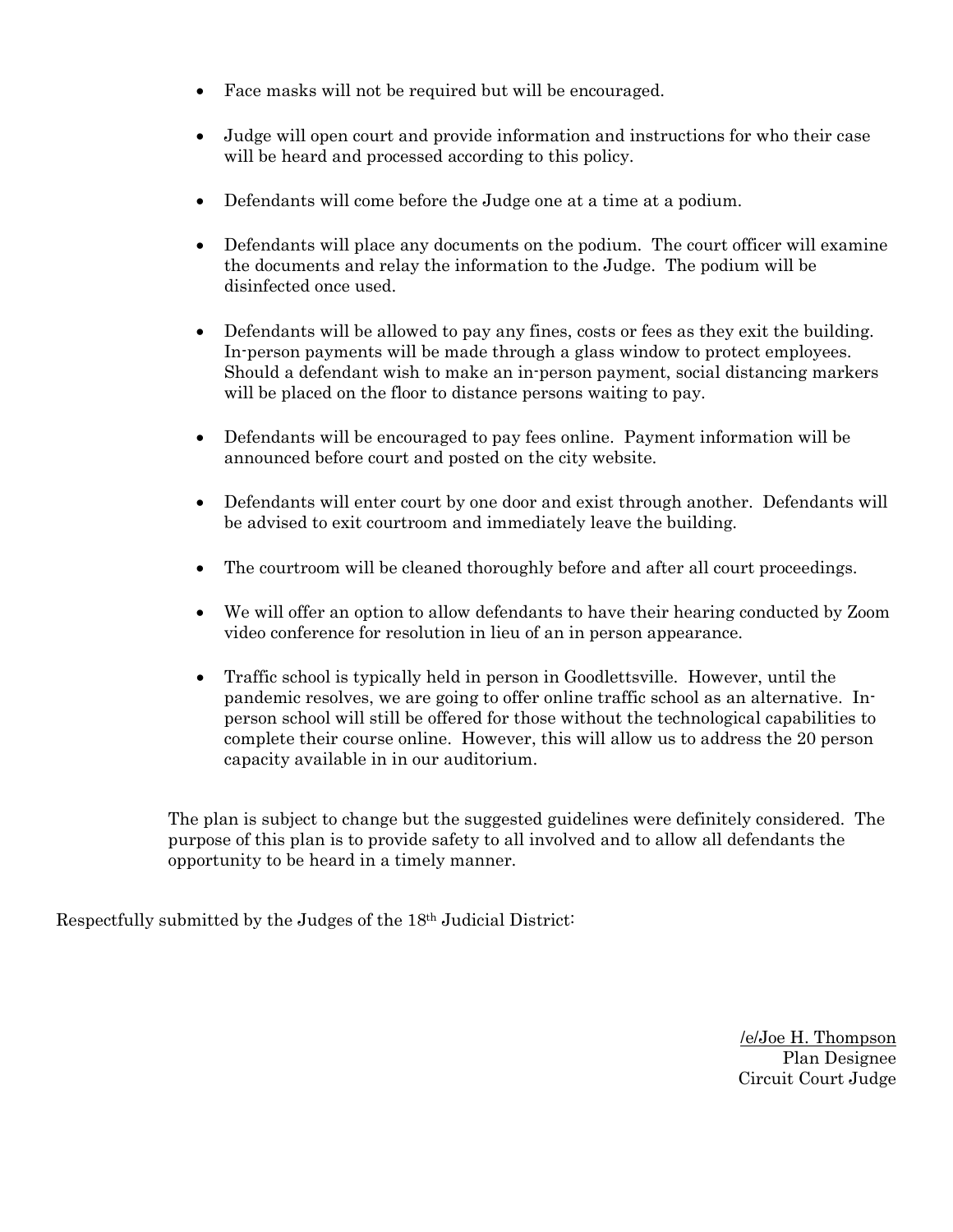- Face masks will not be required but will be encouraged.
- Judge will open court and provide information and instructions for who their case will be heard and processed according to this policy.
- Defendants will come before the Judge one at a time at a podium.
- Defendants will place any documents on the podium. The court officer will examine the documents and relay the information to the Judge. The podium will be disinfected once used.
- Defendants will be allowed to pay any fines, costs or fees as they exit the building. In-person payments will be made through a glass window to protect employees. Should a defendant wish to make an in-person payment, social distancing markers will be placed on the floor to distance persons waiting to pay.
- Defendants will be encouraged to pay fees online. Payment information will be announced before court and posted on the city website.
- Defendants will enter court by one door and exist through another. Defendants will be advised to exit courtroom and immediately leave the building.
- The courtroom will be cleaned thoroughly before and after all court proceedings.
- We will offer an option to allow defendants to have their hearing conducted by Zoom video conference for resolution in lieu of an in person appearance.
- Traffic school is typically held in person in Goodlettsville. However, until the pandemic resolves, we are going to offer online traffic school as an alternative. In-person school will still be offered for those without the technological capabilities to complete their course online. However, this will allow us to address the 20 person capacity available in in our auditorium.

The plan is subject to change but the suggested guidelines were definitely considered. The purpose of this plan is to provide safety to all involved and to allow all defendants the opportunity to be heard in a timely manner.

Respectfully submitted by the Judges of the 18th Judicial District:

/e/Joe H. Thompson
Plan Designee
Circuit Court Judge